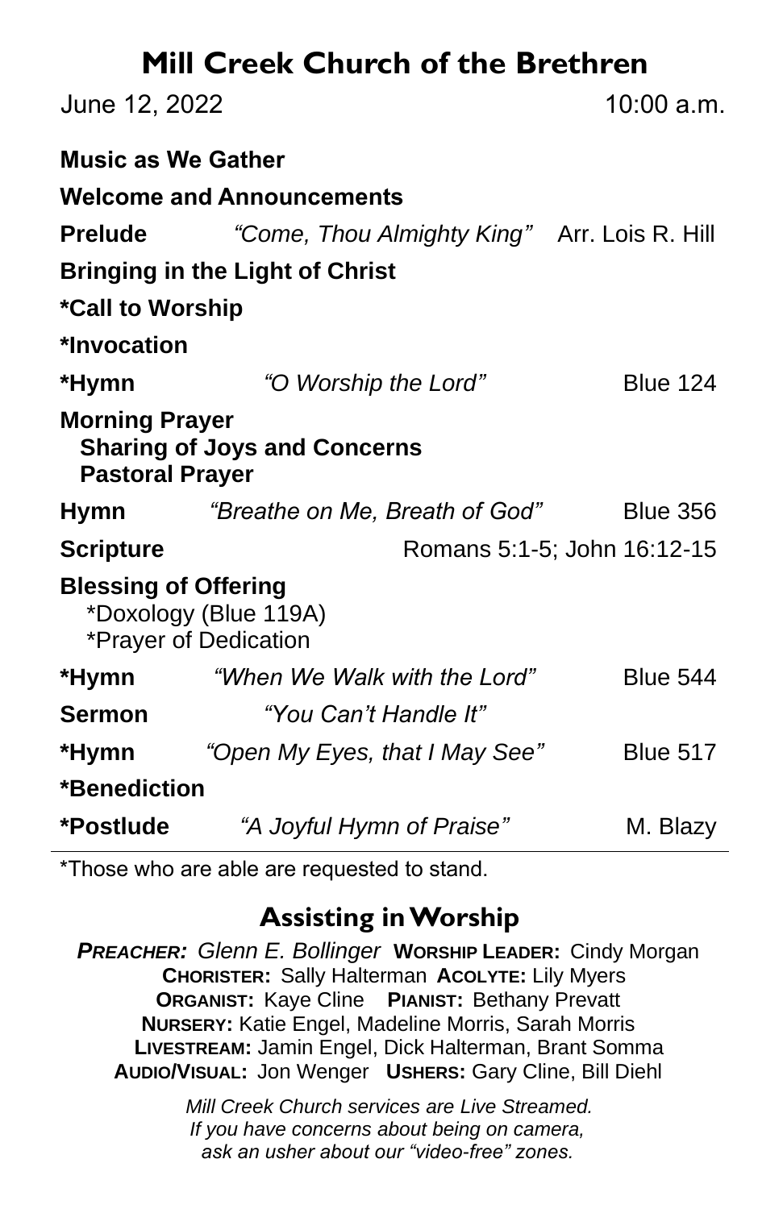# Mill Creek Church of the Brethren

June 12, 2022 10:00 a.m.

**Music as We Gather**

**Welcome and Announcements**

**Prelude** *"Come, Thou Almighty King"* Arr. Lois R. Hill

**Bringing in the Light of Christ**

**\*Call to Worship**

**\*Invocation**

**\*Hymn** *"O Worship the Lord"* Blue 124

**Morning Prayer**
  **Sharing of Joys and Concerns**
  **Pastoral Prayer**

**Hymn** *"Breathe on Me, Breath of God"* Blue 356

**Scripture** Romans 5:1-5; John 16:12-15

**Blessing of Offering**
  \*Doxology (Blue 119A)
  \*Prayer of Dedication

**\*Hymn** *"When We Walk with the Lord"* Blue 544

**Sermon** *"You Can't Handle It"*

**\*Hymn** *"Open My Eyes, that I May See"* Blue 517

**\*Benediction**

**\*Postlude** *"A Joyful Hymn of Praise"* M. Blazy

---

\*Those who are able are requested to stand.

## Assisting in Worship

***Preacher:*** *Glenn E. Bollinger* **Worship Leader:** Cindy Morgan
**Chorister:** Sally Halterman **Acolyte:** Lily Myers
**Organist:** Kaye Cline **Pianist:** Bethany Prevatt
**Nursery:** Katie Engel, Madeline Morris, Sarah Morris
**Livestream:** Jamin Engel, Dick Halterman, Brant Somma
**Audio/Visual:** Jon Wenger **Ushers:** Gary Cline, Bill Diehl

*Mill Creek Church services are Live Streamed.*
*If you have concerns about being on camera,*
*ask an usher about our "video-free" zones.*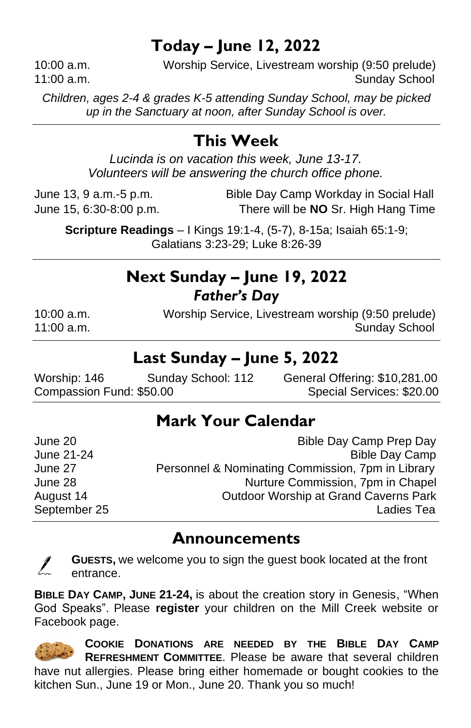## Today – June 12, 2022

10:00 a.m. Worship Service, Livestream worship (9:50 prelude)
11:00 a.m. Sunday School

*Children, ages 2-4 & grades K-5 attending Sunday School, may be picked up in the Sanctuary at noon, after Sunday School is over.*

## This Week

*Lucinda is on vacation this week, June 13-17.*
*Volunteers will be answering the church office phone.*

June 13, 9 a.m.-5 p.m. Bible Day Camp Workday in Social Hall
June 15, 6:30-8:00 p.m. There will be **NO** Sr. High Hang Time

**Scripture Readings** – I Kings 19:1-4, (5-7), 8-15a; Isaiah 65:1-9; Galatians 3:23-29; Luke 8:26-39

## Next Sunday – June 19, 2022

### *Father's Day*

10:00 a.m. Worship Service, Livestream worship (9:50 prelude)
11:00 a.m. Sunday School

## Last Sunday – June 5, 2022

Worship: 146 Sunday School: 112 General Offering: $10,281.00
Compassion Fund: $50.00 Special Services: $20.00

## Mark Your Calendar

June 20 Bible Day Camp Prep Day
June 21-24 Bible Day Camp
June 27 Personnel & Nominating Commission, 7pm in Library
June 28 Nurture Commission, 7pm in Chapel
August 14 Outdoor Worship at Grand Caverns Park
September 25 Ladies Tea

## Announcements

**GUESTS,** we welcome you to sign the guest book located at the front entrance.

**BIBLE DAY CAMP, JUNE 21-24,** is about the creation story in Genesis, "When God Speaks". Please **register** your children on the Mill Creek website or Facebook page.

**COOKIE DONATIONS ARE NEEDED BY THE BIBLE DAY CAMP REFRESHMENT COMMITTEE**. Please be aware that several children have nut allergies. Please bring either homemade or bought cookies to the kitchen Sun., June 19 or Mon., June 20. Thank you so much!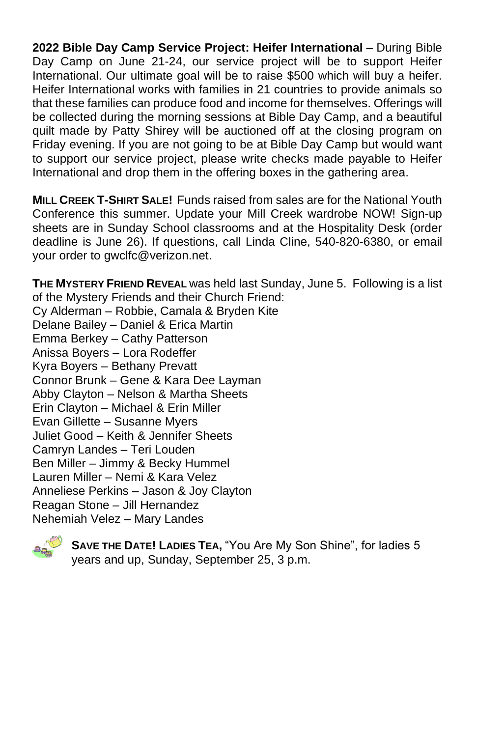**2022 Bible Day Camp Service Project: Heifer International** – During Bible Day Camp on June 21-24, our service project will be to support Heifer International. Our ultimate goal will be to raise $500 which will buy a heifer. Heifer International works with families in 21 countries to provide animals so that these families can produce food and income for themselves. Offerings will be collected during the morning sessions at Bible Day Camp, and a beautiful quilt made by Patty Shirey will be auctioned off at the closing program on Friday evening. If you are not going to be at Bible Day Camp but would want to support our service project, please write checks made payable to Heifer International and drop them in the offering boxes in the gathering area.

**MILL CREEK T-SHIRT SALE!** Funds raised from sales are for the National Youth Conference this summer. Update your Mill Creek wardrobe NOW! Sign-up sheets are in Sunday School classrooms and at the Hospitality Desk (order deadline is June 26). If questions, call Linda Cline, 540-820-6380, or email your order to gwclfc@verizon.net.

**THE MYSTERY FRIEND REVEAL** was held last Sunday, June 5. Following is a list of the Mystery Friends and their Church Friend:

Cy Alderman – Robbie, Camala & Bryden Kite
Delane Bailey – Daniel & Erica Martin
Emma Berkey – Cathy Patterson
Anissa Boyers – Lora Rodeffer
Kyra Boyers – Bethany Prevatt
Connor Brunk – Gene & Kara Dee Layman
Abby Clayton – Nelson & Martha Sheets
Erin Clayton – Michael & Erin Miller
Evan Gillette – Susanne Myers
Juliet Good – Keith & Jennifer Sheets
Camryn Landes – Teri Louden
Ben Miller – Jimmy & Becky Hummel
Lauren Miller – Nemi & Kara Velez
Anneliese Perkins – Jason & Joy Clayton
Reagan Stone – Jill Hernandez
Nehemiah Velez – Mary Landes

**SAVE THE DATE! LADIES TEA,** "You Are My Son Shine", for ladies 5 years and up, Sunday, September 25, 3 p.m.